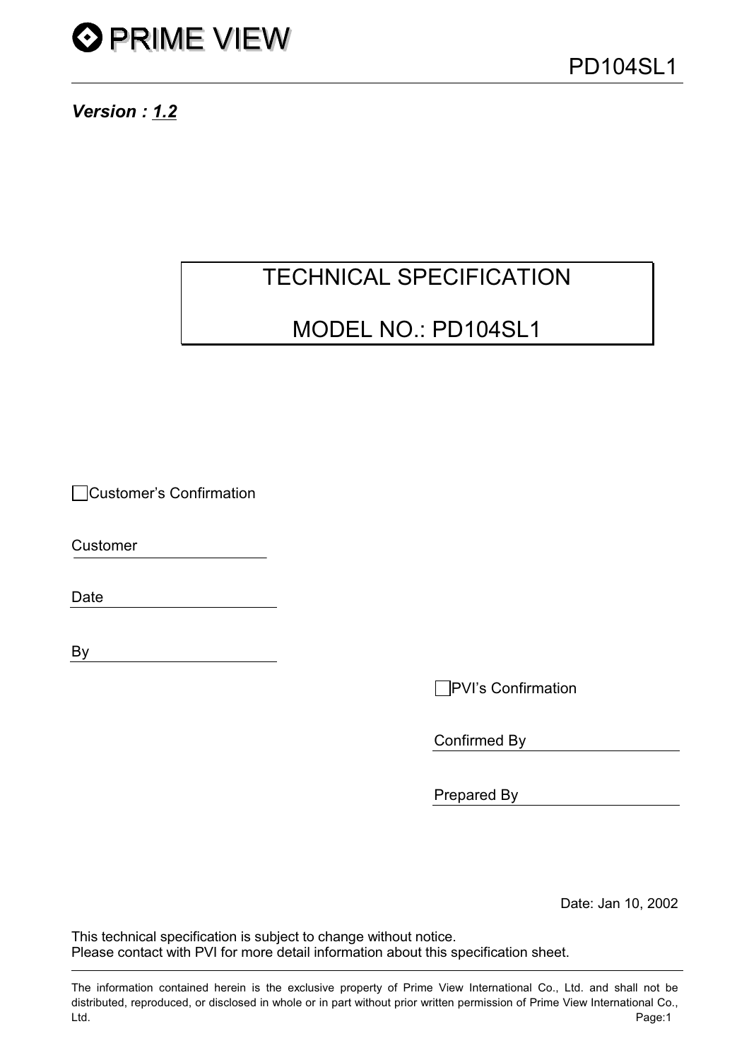PRIME VIEW

PD104SL1

***Version : 1.2***

# TECHNICAL SPECIFICATION

# MODEL NO.: PD104SL1

☐ Customer's Confirmation

Customer \_\_\_\_\_\_\_\_\_\_\_\_\_\_\_\_

Date \_\_\_\_\_\_\_\_\_\_\_\_\_\_\_\_

By \_\_\_\_\_\_\_\_\_\_\_\_\_\_\_\_

☐ PVI's Confirmation

Confirmed By \_\_\_\_\_\_\_\_\_\_\_\_\_\_\_\_

Prepared By \_\_\_\_\_\_\_\_\_\_\_\_\_\_\_\_

Date: Jan 10, 2002

This technical specification is subject to change without notice.
Please contact with PVI for more detail information about this specification sheet.

The information contained herein is the exclusive property of Prime View International Co., Ltd. and shall not be distributed, reproduced, or disclosed in whole or in part without prior written permission of Prime View International Co., Ltd.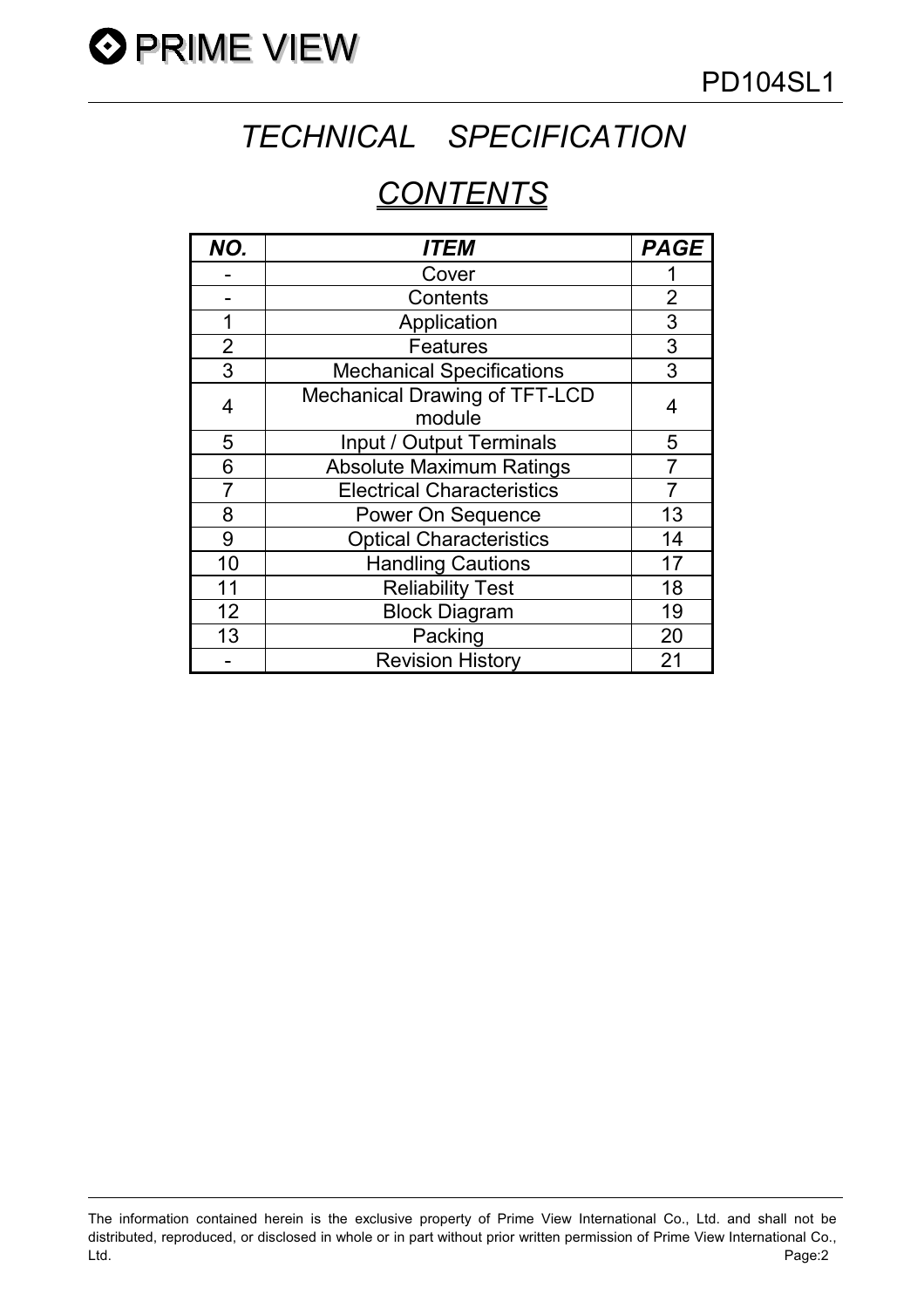# *TECHNICAL SPECIFICATION*

## *CONTENTS*

| ***NO.*** | ***ITEM*** | ***PAGE*** |
|---|---|---|
| - | Cover | 1 |
| - | Contents | 2 |
| 1 | Application | 3 |
| 2 | Features | 3 |
| 3 | Mechanical Specifications | 3 |
| 4 | Mechanical Drawing of TFT-LCD module | 4 |
| 5 | Input / Output Terminals | 5 |
| 6 | Absolute Maximum Ratings | 7 |
| 7 | Electrical Characteristics | 7 |
| 8 | Power On Sequence | 13 |
| 9 | Optical Characteristics | 14 |
| 10 | Handling Cautions | 17 |
| 11 | Reliability Test | 18 |
| 12 | Block Diagram | 19 |
| 13 | Packing | 20 |
| - | Revision History | 21 |

The information contained herein is the exclusive property of Prime View International Co., Ltd. and shall not be distributed, reproduced, or disclosed in whole or in part without prior written permission of Prime View International Co., Ltd.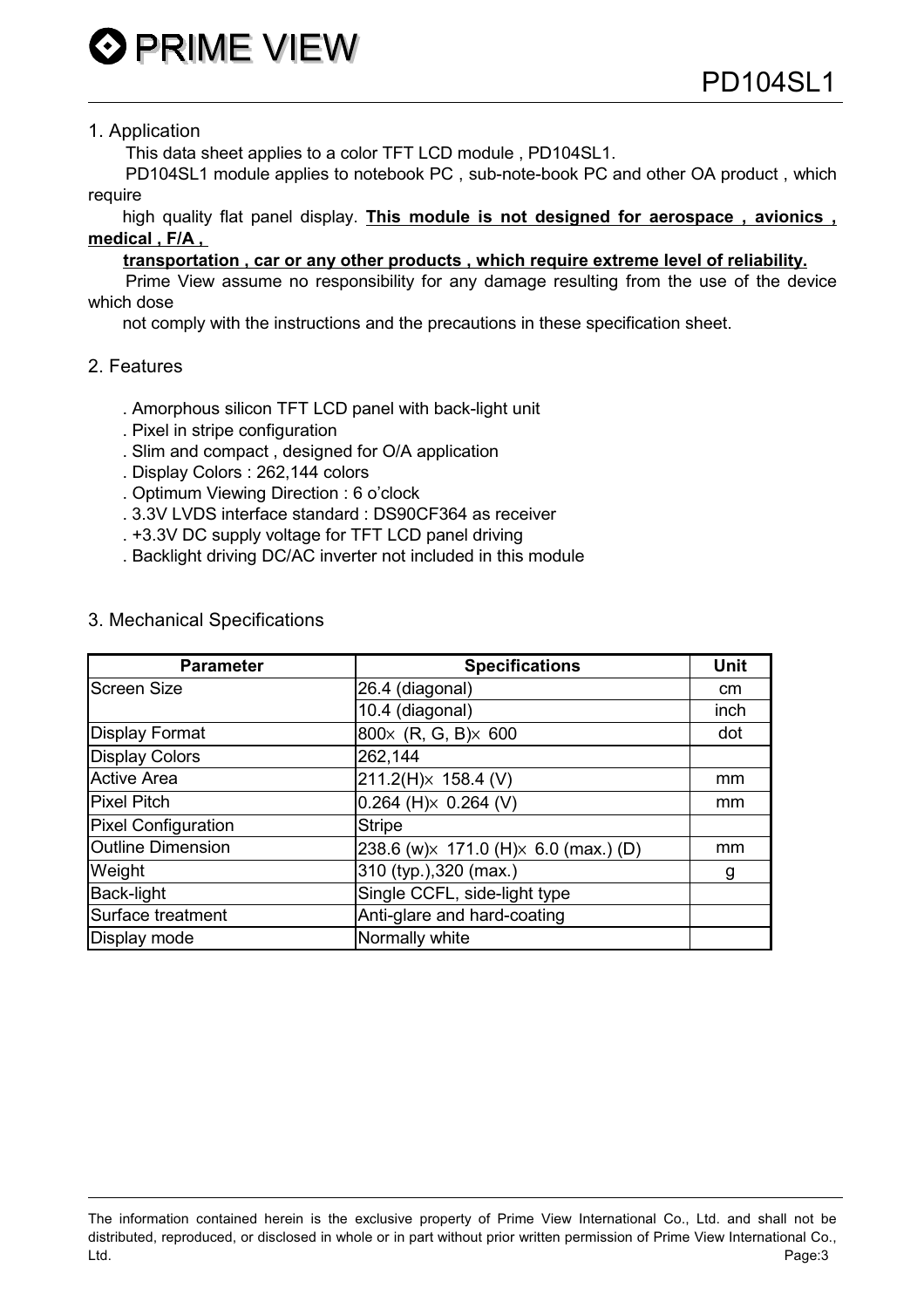## 1. Application

This data sheet applies to a color TFT LCD module , PD104SL1.

PD104SL1 module applies to notebook PC , sub-note-book PC and other OA product , which require high quality flat panel display. **This module is not designed for aerospace , avionics , medical , F/A , transportation , car or any other products , which require extreme level of reliability.**

Prime View assume no responsibility for any damage resulting from the use of the device which dose not comply with the instructions and the precautions in these specification sheet.

## 2. Features

- . Amorphous silicon TFT LCD panel with back-light unit
- . Pixel in stripe configuration
- . Slim and compact , designed for O/A application
- . Display Colors : 262,144 colors
- . Optimum Viewing Direction : 6 o'clock
- . 3.3V LVDS interface standard : DS90CF364 as receiver
- . +3.3V DC supply voltage for TFT LCD panel driving
- . Backlight driving DC/AC inverter not included in this module

## 3. Mechanical Specifications

| Parameter | Specifications | Unit |
|---|---|---|
| Screen Size | 26.4 (diagonal) | cm |
| | 10.4 (diagonal) | inch |
| Display Format | 800× (R, G, B)× 600 | dot |
| Display Colors | 262,144 | |
| Active Area | 211.2(H)× 158.4 (V) | mm |
| Pixel Pitch | 0.264 (H)× 0.264 (V) | mm |
| Pixel Configuration | Stripe | |
| Outline Dimension | 238.6 (w)× 171.0 (H)× 6.0 (max.) (D) | mm |
| Weight | 310 (typ.),320 (max.) | g |
| Back-light | Single CCFL, side-light type | |
| Surface treatment | Anti-glare and hard-coating | |
| Display mode | Normally white | |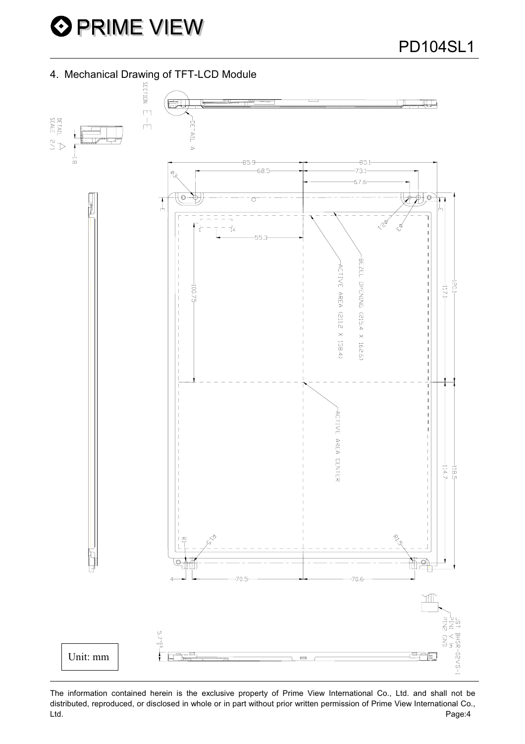## 4. Mechanical Drawing of TFT-LCD Module

Unit: mm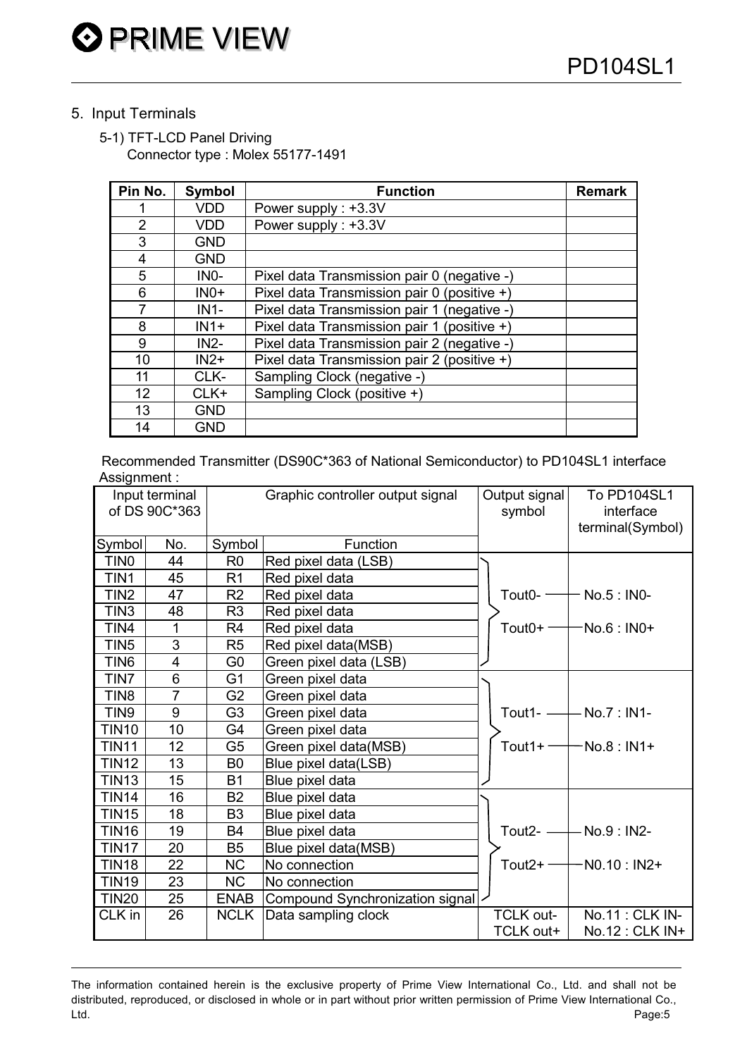## 5. Input Terminals

### 5-1) TFT-LCD Panel Driving

Connector type : Molex 55177-1491

| Pin No. | Symbol | Function | Remark |
|---|---|---|---|
| 1 | VDD | Power supply : +3.3V | |
| 2 | VDD | Power supply : +3.3V | |
| 3 | GND | | |
| 4 | GND | | |
| 5 | IN0- | Pixel data Transmission pair 0 (negative -) | |
| 6 | IN0+ | Pixel data Transmission pair 0 (positive +) | |
| 7 | IN1- | Pixel data Transmission pair 1 (negative -) | |
| 8 | IN1+ | Pixel data Transmission pair 1 (positive +) | |
| 9 | IN2- | Pixel data Transmission pair 2 (negative -) | |
| 10 | IN2+ | Pixel data Transmission pair 2 (positive +) | |
| 11 | CLK- | Sampling Clock (negative -) | |
| 12 | CLK+ | Sampling Clock (positive +) | |
| 13 | GND | | |
| 14 | GND | | |

Recommended Transmitter (DS90C*363 of National Semiconductor) to PD104SL1 interface Assignment :

| Input terminal of DS 90C*363 | | Graphic controller output signal | | Output signal symbol | To PD104SL1 interface terminal(Symbol) |
|---|---|---|---|---|---|
| Symbol | No. | Symbol | Function | | |
| TIN0 | 44 | R0 | Red pixel data (LSB) | Tout0- / Tout0+ | No.5 : IN0- / No.6 : IN0+ |
| TIN1 | 45 | R1 | Red pixel data | | |
| TIN2 | 47 | R2 | Red pixel data | | |
| TIN3 | 48 | R3 | Red pixel data | | |
| TIN4 | 1 | R4 | Red pixel data | | |
| TIN5 | 3 | R5 | Red pixel data(MSB) | | |
| TIN6 | 4 | G0 | Green pixel data (LSB) | | |
| TIN7 | 6 | G1 | Green pixel data | Tout1- / Tout1+ | No.7 : IN1- / No.8 : IN1+ |
| TIN8 | 7 | G2 | Green pixel data | | |
| TIN9 | 9 | G3 | Green pixel data | | |
| TIN10 | 10 | G4 | Green pixel data | | |
| TIN11 | 12 | G5 | Green pixel data(MSB) | | |
| TIN12 | 13 | B0 | Blue pixel data(LSB) | | |
| TIN13 | 15 | B1 | Blue pixel data | | |
| TIN14 | 16 | B2 | Blue pixel data | Tout2- / Tout2+ | No.9 : IN2- / N0.10 : IN2+ |
| TIN15 | 18 | B3 | Blue pixel data | | |
| TIN16 | 19 | B4 | Blue pixel data | | |
| TIN17 | 20 | B5 | Blue pixel data(MSB) | | |
| TIN18 | 22 | NC | No connection | | |
| TIN19 | 23 | NC | No connection | | |
| TIN20 | 25 | ENAB | Compound Synchronization signal | | |
| CLK in | 26 | NCLK | Data sampling clock | TCLK out- / TCLK out+ | No.11 : CLK IN- / No.12 : CLK IN+ |

The information contained herein is the exclusive property of Prime View International Co., Ltd. and shall not be distributed, reproduced, or disclosed in whole or in part without prior written permission of Prime View International Co., Ltd.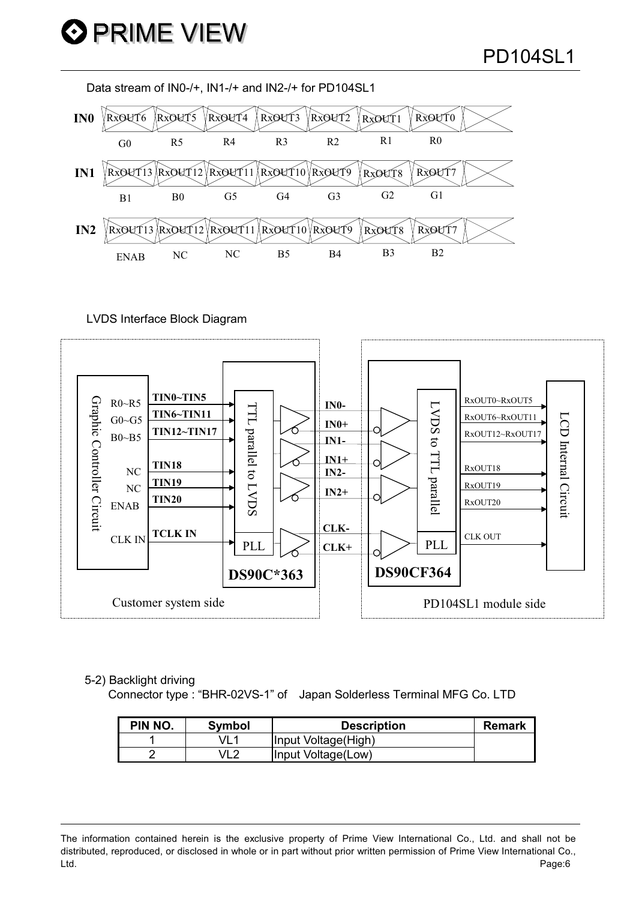Data stream of IN0-/+, IN1-/+ and IN2-/+ for PD104SL1

| | | | | | | | |
|---|---|---|---|---|---|---|---|
| IN0 | RxOUT6 | RxOUT5 | RxOUT4 | RxOUT3 | RxOUT2 | RxOUT1 | RxOUT0 |
| | G0 | R5 | R4 | R3 | R2 | R1 | R0 |
| IN1 | RxOUT13 | RxOUT12 | RxOUT11 | RxOUT10 | RxOUT9 | RxOUT8 | RxOUT7 |
| | B1 | B0 | G5 | G4 | G3 | G2 | G1 |
| IN2 | RxOUT13 | RxOUT12 | RxOUT11 | RxOUT10 | RxOUT9 | RxOUT8 | RxOUT7 |
| | ENAB | NC | NC | B5 | B4 | B3 | B2 |

LVDS Interface Block Diagram

Customer system side:
- Graphic Controller Circuit: R0~R5 → TIN0~TIN5; G0~G5 → TIN6~TIN11; B0~B5 → TIN12~TIN17; NC → TIN18; NC → TIN19; ENAB → TIN20; CLK IN → TCLK IN
- DS90C*363 (TTL parallel to LVDS, PLL)

LVDS lines: IN0-, IN0+, IN1-, IN1+, IN2-, IN2+, CLK-, CLK+

PD104SL1 module side:
- DS90CF364 (LVDS to TTL parallel, PLL)
- LCD Internal Circuit: RxOUT0~RxOUT5, RxOUT6~RxOUT11, RxOUT12~RxOUT17, RxOUT18, RxOUT19, RxOUT20, CLK OUT

5-2) Backlight driving

Connector type : "BHR-02VS-1" of Japan Solderless Terminal MFG Co. LTD

| PIN NO. | Symbol | Description | Remark |
|---|---|---|---|
| 1 | VL1 | Input Voltage(High) | |
| 2 | VL2 | Input Voltage(Low) | |

The information contained herein is the exclusive property of Prime View International Co., Ltd. and shall not be distributed, reproduced, or disclosed in whole or in part without prior written permission of Prime View International Co., Ltd.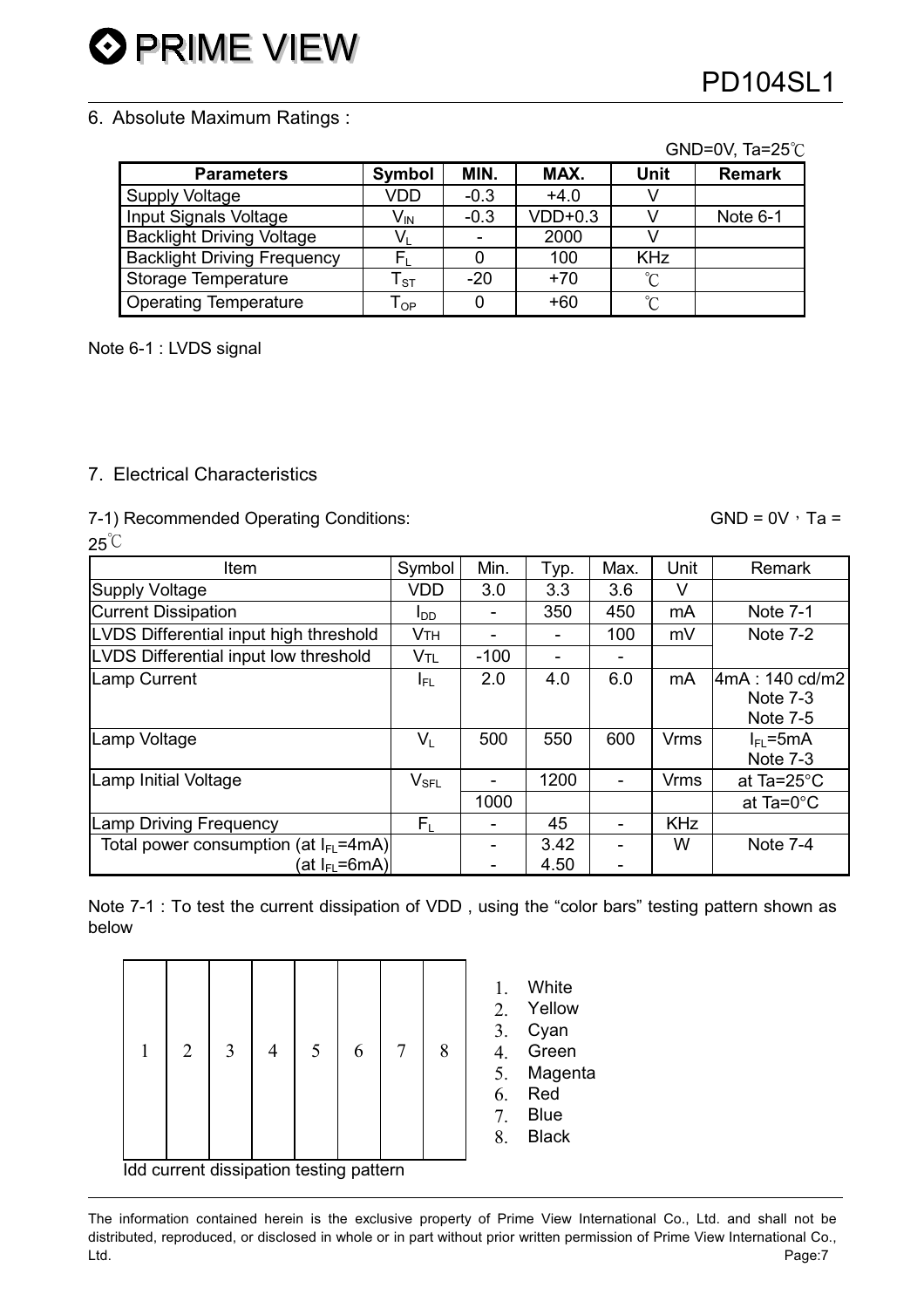## 6. Absolute Maximum Ratings :

GND=0V, Ta=25℃

| Parameters | Symbol | MIN. | MAX. | Unit | Remark |
|---|---|---|---|---|---|
| Supply Voltage | VDD | -0.3 | +4.0 | V | |
| Input Signals Voltage | $V_{IN}$ | -0.3 | VDD+0.3 | V | Note 6-1 |
| Backlight Driving Voltage | $V_L$ | - | 2000 | V | |
| Backlight Driving Frequency | $F_L$ | 0 | 100 | KHz | |
| Storage Temperature | $T_{ST}$ | -20 | +70 | ℃ | |
| Operating Temperature | $T_{OP}$ | 0 | +60 | ℃ | |

Note 6-1 : LVDS signal

## 7. Electrical Characteristics

### 7-1) Recommended Operating Conditions:

GND = 0V，Ta = 25℃

| Item | Symbol | Min. | Typ. | Max. | Unit | Remark |
|---|---|---|---|---|---|---|
| Supply Voltage | VDD | 3.0 | 3.3 | 3.6 | V | |
| Current Dissipation | $I_{DD}$ | - | 350 | 450 | mA | Note 7-1 |
| LVDS Differential input high threshold | $V_{TH}$ | - | - | 100 | mV | Note 7-2 |
| LVDS Differential input low threshold | $V_{TL}$ | -100 | - | - | | |
| Lamp Current | $I_{FL}$ | 2.0 | 4.0 | 6.0 | mA | 4mA : 140 cd/m2 Note 7-3 Note 7-5 |
| Lamp Voltage | $V_L$ | 500 | 550 | 600 | Vrms | $I_{FL}$=5mA Note 7-3 |
| Lamp Initial Voltage | $V_{SFL}$ | - | 1200 | - | Vrms | at Ta=25°C |
| | | 1000 | | | | at Ta=0°C |
| Lamp Driving Frequency | $F_L$ | - | 45 | - | KHz | |
| Total power consumption (at $I_{FL}$=4mA) | | - | 3.42 | - | W | Note 7-4 |
| (at $I_{FL}$=6mA) | | - | 4.50 | - | | |

Note 7-1 : To test the current dissipation of VDD , using the "color bars" testing pattern shown as below

| 1 | 2 | 3 | 4 | 5 | 6 | 7 | 8 |
|---|---|---|---|---|---|---|---|

Idd current dissipation testing pattern

1. White
2. Yellow
3. Cyan
4. Green
5. Magenta
6. Red
7. Blue
8. Black

The information contained herein is the exclusive property of Prime View International Co., Ltd. and shall not be distributed, reproduced, or disclosed in whole or in part without prior written permission of Prime View International Co., Ltd.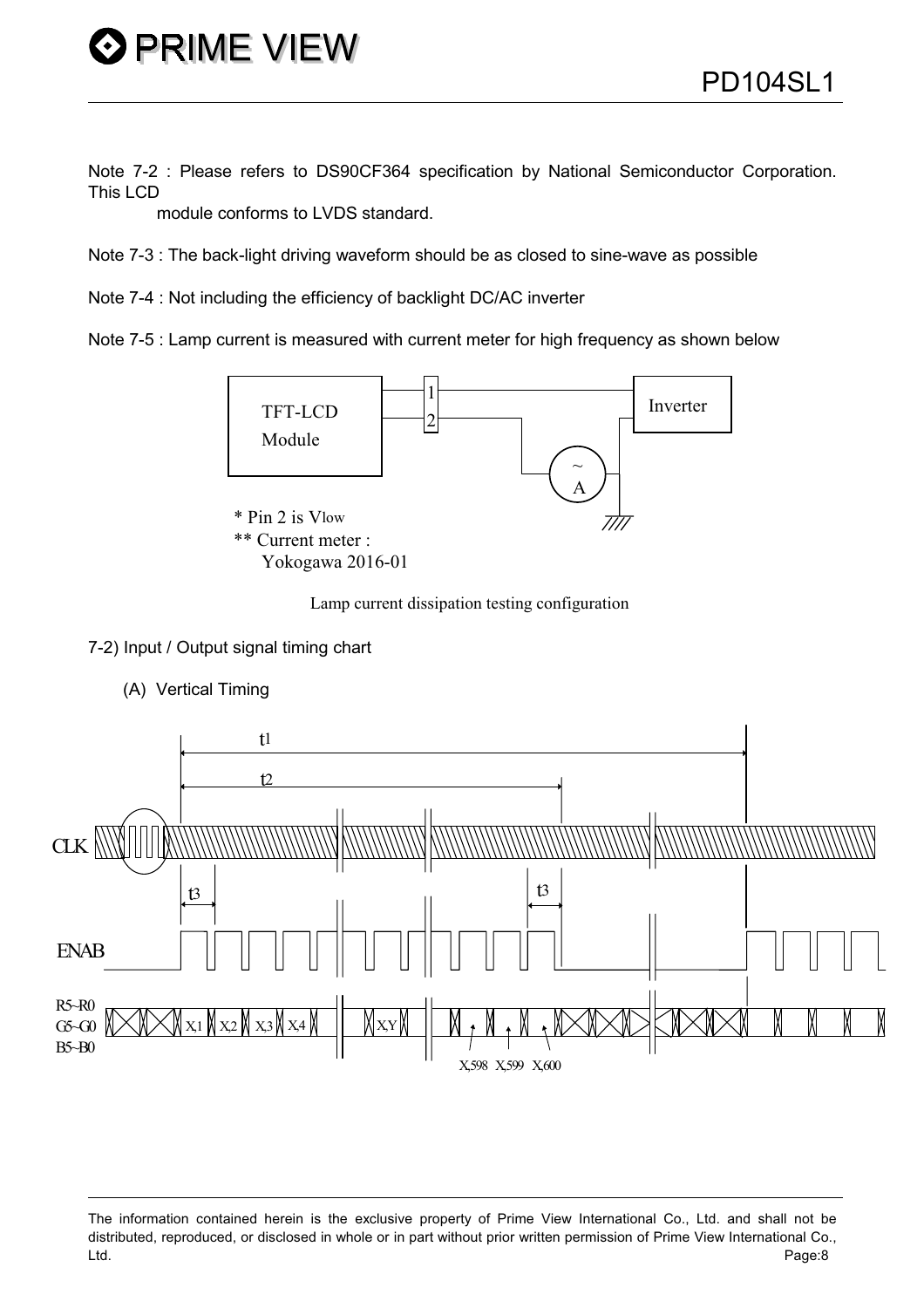Note 7-2 : Please refers to DS90CF364 specification by National Semiconductor Corporation. This LCD module conforms to LVDS standard.

Note 7-3 : The back-light driving waveform should be as closed to sine-wave as possible

Note 7-4 : Not including the efficiency of backlight DC/AC inverter

Note 7-5 : Lamp current is measured with current meter for high frequency as shown below

TFT-LCD Module

1
2

Inverter

~
A

* Pin 2 is Vlow
** Current meter : Yokogawa 2016-01

Lamp current dissipation testing configuration

7-2) Input / Output signal timing chart

(A) Vertical Timing

t1

t2

CLK

t3

t3

ENAB

R5~R0
G5~G0
B5~B0

X,1 X,2 X,3 X,4 X,Y

X,598 X,599 X,600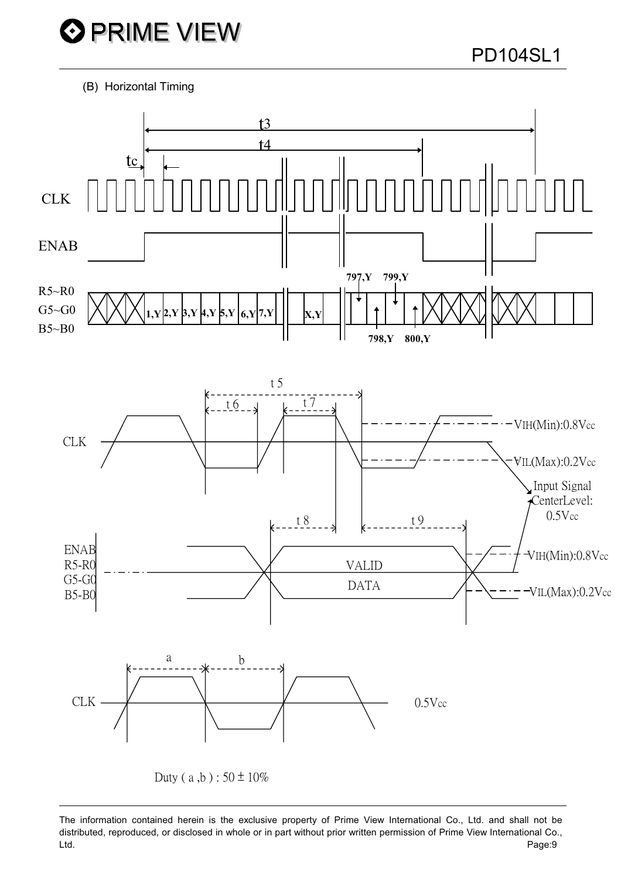(B) Horizontal Timing

t3

t4

tc

CLK

ENAB

R5~R0
G5~G0
B5~B0

1,Y 2,Y 3,Y 4,Y 5,Y 6,Y 7,Y X,Y

797,Y 799,Y

798,Y 800,Y

t 5

t 6 t 7

CLK

VIH(Min):0.8Vcc

VIL(Max):0.2Vcc

Input Signal CenterLevel: 0.5Vcc

t 8 t 9

ENAB
R5-R0
G5-G0
B5-B0

VALID DATA

VIH(Min):0.8Vcc

VIL(Max):0.2Vcc

a b

CLK

0.5Vcc

Duty ( a ,b ) : 50 ± 10%

The information contained herein is the exclusive property of Prime View International Co., Ltd. and shall not be distributed, reproduced, or disclosed in whole or in part without prior written permission of Prime View International Co., Ltd.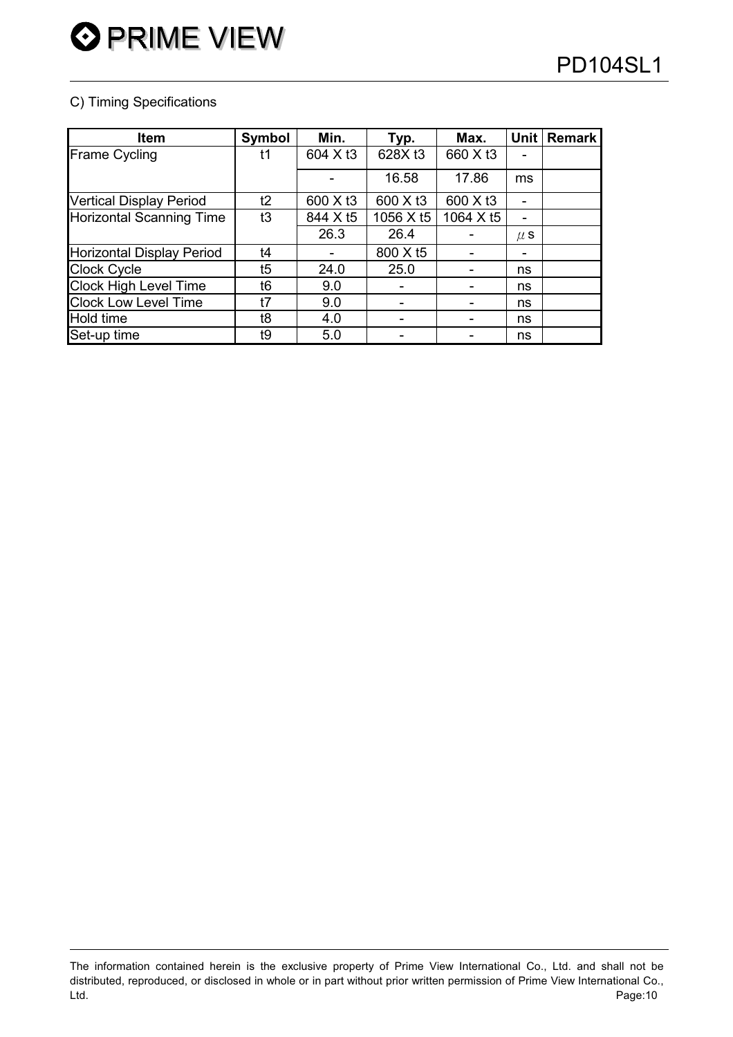C) Timing Specifications

| Item | Symbol | Min. | Typ. | Max. | Unit | Remark |
|---|---|---|---|---|---|---|
| Frame Cycling | t1 | 604 X t3 | 628X t3 | 660 X t3 | - | |
| | | - | 16.58 | 17.86 | ms | |
| Vertical Display Period | t2 | 600 X t3 | 600 X t3 | 600 X t3 | - | |
| Horizontal Scanning Time | t3 | 844 X t5 | 1056 X t5 | 1064 X t5 | - | |
| | | 26.3 | 26.4 | - | $\mu$s | |
| Horizontal Display Period | t4 | - | 800 X t5 | - | - | |
| Clock Cycle | t5 | 24.0 | 25.0 | - | ns | |
| Clock High Level Time | t6 | 9.0 | - | - | ns | |
| Clock Low Level Time | t7 | 9.0 | - | - | ns | |
| Hold time | t8 | 4.0 | - | - | ns | |
| Set-up time | t9 | 5.0 | - | - | ns | |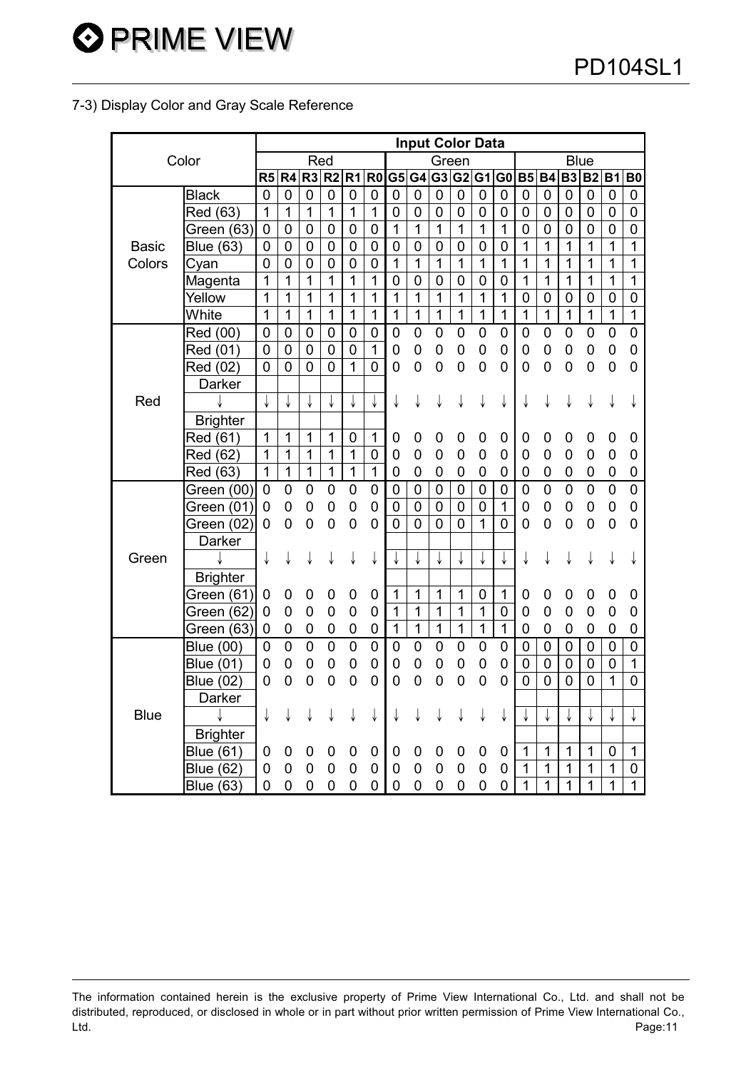### 7-3) Display Color and Gray Scale Reference

| Color | | Input Color Data | | | | | | | | | | | | | | | | | |
|---|---|---|---|---|---|---|---|---|---|---|---|---|---|---|---|---|---|---|---|
| | | Red | | | | | | Green | | | | | | Blue | | | | | |
| | | R5 | R4 | R3 | R2 | R1 | R0 | G5 | G4 | G3 | G2 | G1 | G0 | B5 | B4 | B3 | B2 | B1 | B0 |
| Basic Colors | Black | 0 | 0 | 0 | 0 | 0 | 0 | 0 | 0 | 0 | 0 | 0 | 0 | 0 | 0 | 0 | 0 | 0 | 0 |
| | Red (63) | 1 | 1 | 1 | 1 | 1 | 1 | 0 | 0 | 0 | 0 | 0 | 0 | 0 | 0 | 0 | 0 | 0 | 0 |
| | Green (63) | 0 | 0 | 0 | 0 | 0 | 0 | 1 | 1 | 1 | 1 | 1 | 1 | 0 | 0 | 0 | 0 | 0 | 0 |
| | Blue (63) | 0 | 0 | 0 | 0 | 0 | 0 | 0 | 0 | 0 | 0 | 0 | 0 | 1 | 1 | 1 | 1 | 1 | 1 |
| | Cyan | 0 | 0 | 0 | 0 | 0 | 0 | 1 | 1 | 1 | 1 | 1 | 1 | 1 | 1 | 1 | 1 | 1 | 1 |
| | Magenta | 1 | 1 | 1 | 1 | 1 | 1 | 0 | 0 | 0 | 0 | 0 | 0 | 1 | 1 | 1 | 1 | 1 | 1 |
| | Yellow | 1 | 1 | 1 | 1 | 1 | 1 | 1 | 1 | 1 | 1 | 1 | 1 | 0 | 0 | 0 | 0 | 0 | 0 |
| | White | 1 | 1 | 1 | 1 | 1 | 1 | 1 | 1 | 1 | 1 | 1 | 1 | 1 | 1 | 1 | 1 | 1 | 1 |
| Red | Red (00) | 0 | 0 | 0 | 0 | 0 | 0 | 0 | 0 | 0 | 0 | 0 | 0 | 0 | 0 | 0 | 0 | 0 | 0 |
| | Red (01) | 0 | 0 | 0 | 0 | 0 | 1 | 0 | 0 | 0 | 0 | 0 | 0 | 0 | 0 | 0 | 0 | 0 | 0 |
| | Red (02) | 0 | 0 | 0 | 0 | 1 | 0 | 0 | 0 | 0 | 0 | 0 | 0 | 0 | 0 | 0 | 0 | 0 | 0 |
| | Darker | | | | | | | | | | | | | | | | | | |
| | ↓ | ↓ | ↓ | ↓ | ↓ | ↓ | ↓ | ↓ | ↓ | ↓ | ↓ | ↓ | ↓ | ↓ | ↓ | ↓ | ↓ | ↓ | ↓ |
| | Brighter | | | | | | | | | | | | | | | | | | |
| | Red (61) | 1 | 1 | 1 | 1 | 0 | 1 | 0 | 0 | 0 | 0 | 0 | 0 | 0 | 0 | 0 | 0 | 0 | 0 |
| | Red (62) | 1 | 1 | 1 | 1 | 1 | 0 | 0 | 0 | 0 | 0 | 0 | 0 | 0 | 0 | 0 | 0 | 0 | 0 |
| | Red (63) | 1 | 1 | 1 | 1 | 1 | 1 | 0 | 0 | 0 | 0 | 0 | 0 | 0 | 0 | 0 | 0 | 0 | 0 |
| Green | Green (00) | 0 | 0 | 0 | 0 | 0 | 0 | 0 | 0 | 0 | 0 | 0 | 0 | 0 | 0 | 0 | 0 | 0 | 0 |
| | Green (01) | 0 | 0 | 0 | 0 | 0 | 0 | 0 | 0 | 0 | 0 | 0 | 1 | 0 | 0 | 0 | 0 | 0 | 0 |
| | Green (02) | 0 | 0 | 0 | 0 | 0 | 0 | 0 | 0 | 0 | 0 | 1 | 0 | 0 | 0 | 0 | 0 | 0 | 0 |
| | Darker | | | | | | | | | | | | | | | | | | |
| | ↓ | ↓ | ↓ | ↓ | ↓ | ↓ | ↓ | ↓ | ↓ | ↓ | ↓ | ↓ | ↓ | ↓ | ↓ | ↓ | ↓ | ↓ | ↓ |
| | Brighter | | | | | | | | | | | | | | | | | | |
| | Green (61) | 0 | 0 | 0 | 0 | 0 | 0 | 1 | 1 | 1 | 1 | 0 | 1 | 0 | 0 | 0 | 0 | 0 | 0 |
| | Green (62) | 0 | 0 | 0 | 0 | 0 | 0 | 1 | 1 | 1 | 1 | 1 | 0 | 0 | 0 | 0 | 0 | 0 | 0 |
| | Green (63) | 0 | 0 | 0 | 0 | 0 | 0 | 1 | 1 | 1 | 1 | 1 | 1 | 0 | 0 | 0 | 0 | 0 | 0 |
| Blue | Blue (00) | 0 | 0 | 0 | 0 | 0 | 0 | 0 | 0 | 0 | 0 | 0 | 0 | 0 | 0 | 0 | 0 | 0 | 0 |
| | Blue (01) | 0 | 0 | 0 | 0 | 0 | 0 | 0 | 0 | 0 | 0 | 0 | 0 | 0 | 0 | 0 | 0 | 0 | 1 |
| | Blue (02) | 0 | 0 | 0 | 0 | 0 | 0 | 0 | 0 | 0 | 0 | 0 | 0 | 0 | 0 | 0 | 0 | 1 | 0 |
| | Darker | | | | | | | | | | | | | | | | | | |
| | ↓ | ↓ | ↓ | ↓ | ↓ | ↓ | ↓ | ↓ | ↓ | ↓ | ↓ | ↓ | ↓ | ↓ | ↓ | ↓ | ↓ | ↓ | ↓ |
| | Brighter | | | | | | | | | | | | | | | | | | |
| | Blue (61) | 0 | 0 | 0 | 0 | 0 | 0 | 0 | 0 | 0 | 0 | 0 | 0 | 1 | 1 | 1 | 1 | 0 | 1 |
| | Blue (62) | 0 | 0 | 0 | 0 | 0 | 0 | 0 | 0 | 0 | 0 | 0 | 0 | 1 | 1 | 1 | 1 | 1 | 0 |
| | Blue (63) | 0 | 0 | 0 | 0 | 0 | 0 | 0 | 0 | 0 | 0 | 0 | 0 | 1 | 1 | 1 | 1 | 1 | 1 |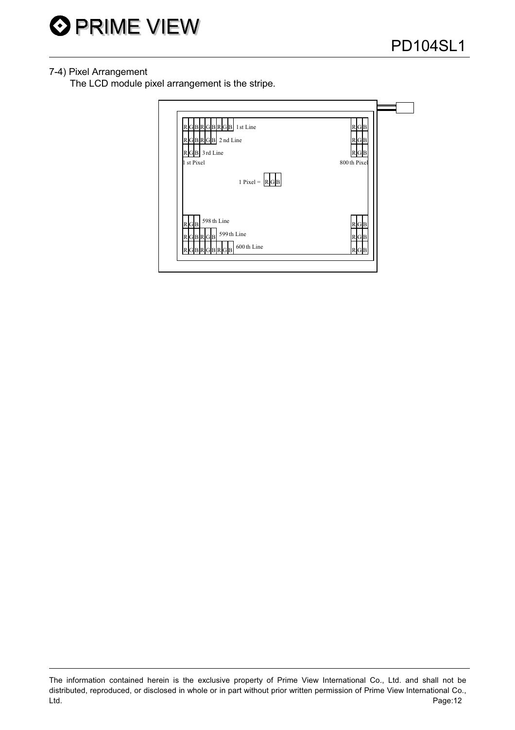## 7-4) Pixel Arrangement

The LCD module pixel arrangement is the stripe.

R G B R G B R G B 1st Line ... R G B

R G B R G B 2nd Line ... R G B

R G B 3rd Line ... R G B

1 st Pixel ... 800 th Pixel

1 Pixel = R G B

R G B 598 th Line ... R G B

R G B R G B 599 th Line ... R G B

R G B R G B R G B 600 th Line ... R G B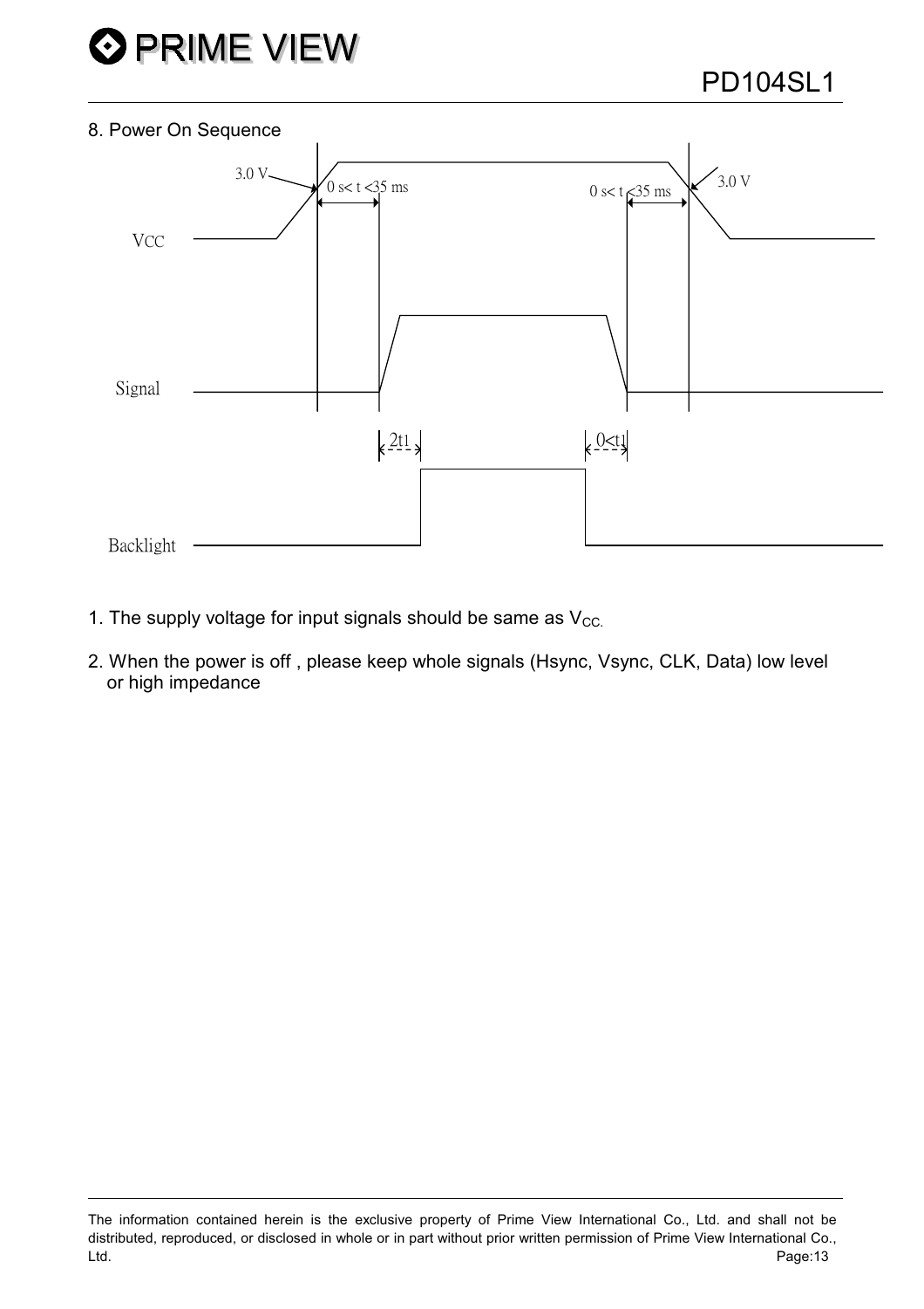## 8. Power On Sequence

1. The supply voltage for input signals should be same as $V_{CC.}$

2. When the power is off , please keep whole signals (Hsync, Vsync, CLK, Data) low level or high impedance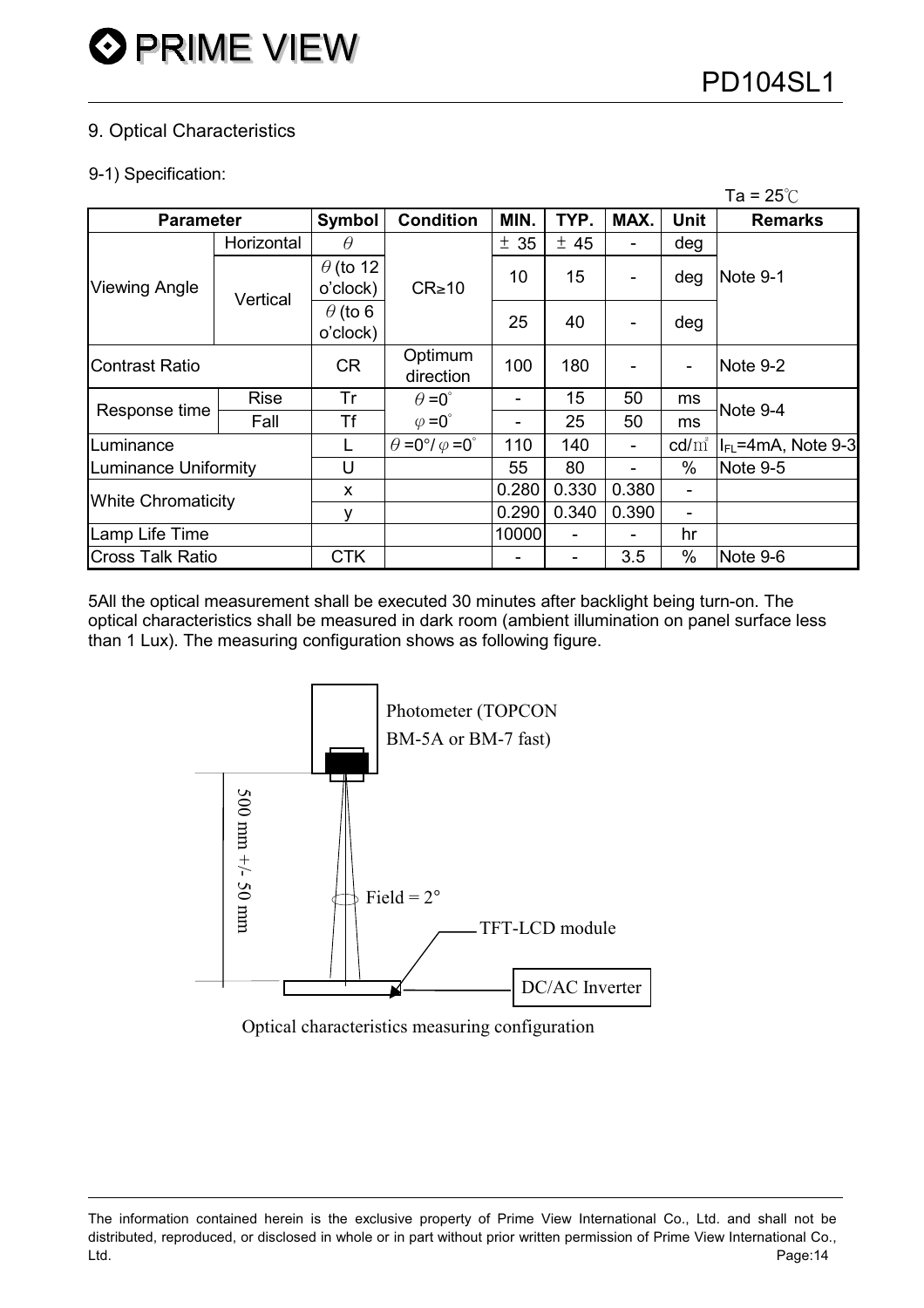## 9. Optical Characteristics

### 9-1) Specification:

Ta = 25℃

| Parameter | | Symbol | Condition | MIN. | TYP. | MAX. | Unit | Remarks |
|---|---|---|---|---|---|---|---|---|
| Viewing Angle | Horizontal | $\theta$ | CR≥10 | ± 35 | ± 45 | - | deg | Note 9-1 |
| | Vertical | $\theta$ (to 12 o'clock) | | 10 | 15 | - | deg | |
| | | $\theta$ (to 6 o'clock) | | 25 | 40 | - | deg | |
| Contrast Ratio | | CR | Optimum direction | 100 | 180 | - | - | Note 9-2 |
| Response time | Rise | Tr | $\theta$ =0° | - | 15 | 50 | ms | Note 9-4 |
| | Fall | Tf | $\varphi$ =0° | - | 25 | 50 | ms | |
| Luminance | | L | $\theta$ =0°/ $\varphi$ =0° | 110 | 140 | - | cd/㎡ | $I_{FL}$=4mA, Note 9-3 |
| Luminance Uniformity | | U | | 55 | 80 | - | % | Note 9-5 |
| White Chromaticity | | x | | 0.280 | 0.330 | 0.380 | - | |
| | | y | | 0.290 | 0.340 | 0.390 | - | |
| Lamp Life Time | | | | 10000 | - | - | hr | |
| Cross Talk Ratio | | CTK | | - | - | 3.5 | % | Note 9-6 |

5All the optical measurement shall be executed 30 minutes after backlight being turn-on. The optical characteristics shall be measured in dark room (ambient illumination on panel surface less than 1 Lux). The measuring configuration shows as following figure.

Photometer (TOPCON BM-5A or BM-7 fast)

500 mm +/- 50 mm

Field = 2°

TFT-LCD module

DC/AC Inverter

Optical characteristics measuring configuration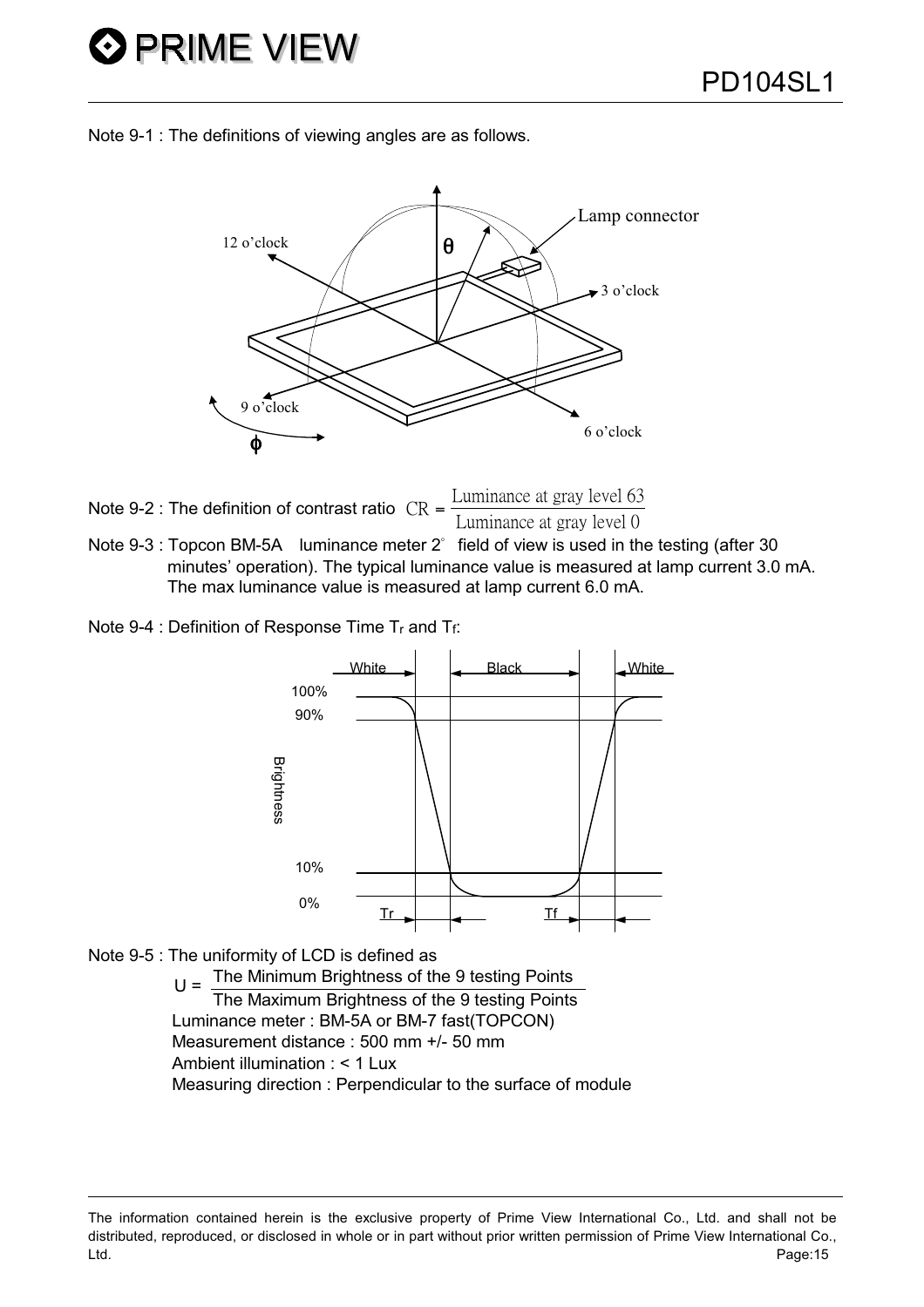Note 9-1 : The definitions of viewing angles are as follows.

Note 9-2 : The definition of contrast ratio $CR = \frac{\text{Luminance at gray level 63}}{\text{Luminance at gray level 0}}$

Note 9-3 : Topcon BM-5A luminance meter 2° field of view is used in the testing (after 30 minutes' operation). The typical luminance value is measured at lamp current 3.0 mA. The max luminance value is measured at lamp current 6.0 mA.

Note 9-4 : Definition of Response Time $T_r$ and $T_f$:

Note 9-5 : The uniformity of LCD is defined as

$$U = \frac{\text{The Minimum Brightness of the 9 testing Points}}{\text{The Maximum Brightness of the 9 testing Points}}$$

Luminance meter : BM-5A or BM-7 fast(TOPCON)
Measurement distance : 500 mm +/- 50 mm
Ambient illumination : < 1 Lux
Measuring direction : Perpendicular to the surface of module

The information contained herein is the exclusive property of Prime View International Co., Ltd. and shall not be distributed, reproduced, or disclosed in whole or in part without prior written permission of Prime View International Co., Ltd.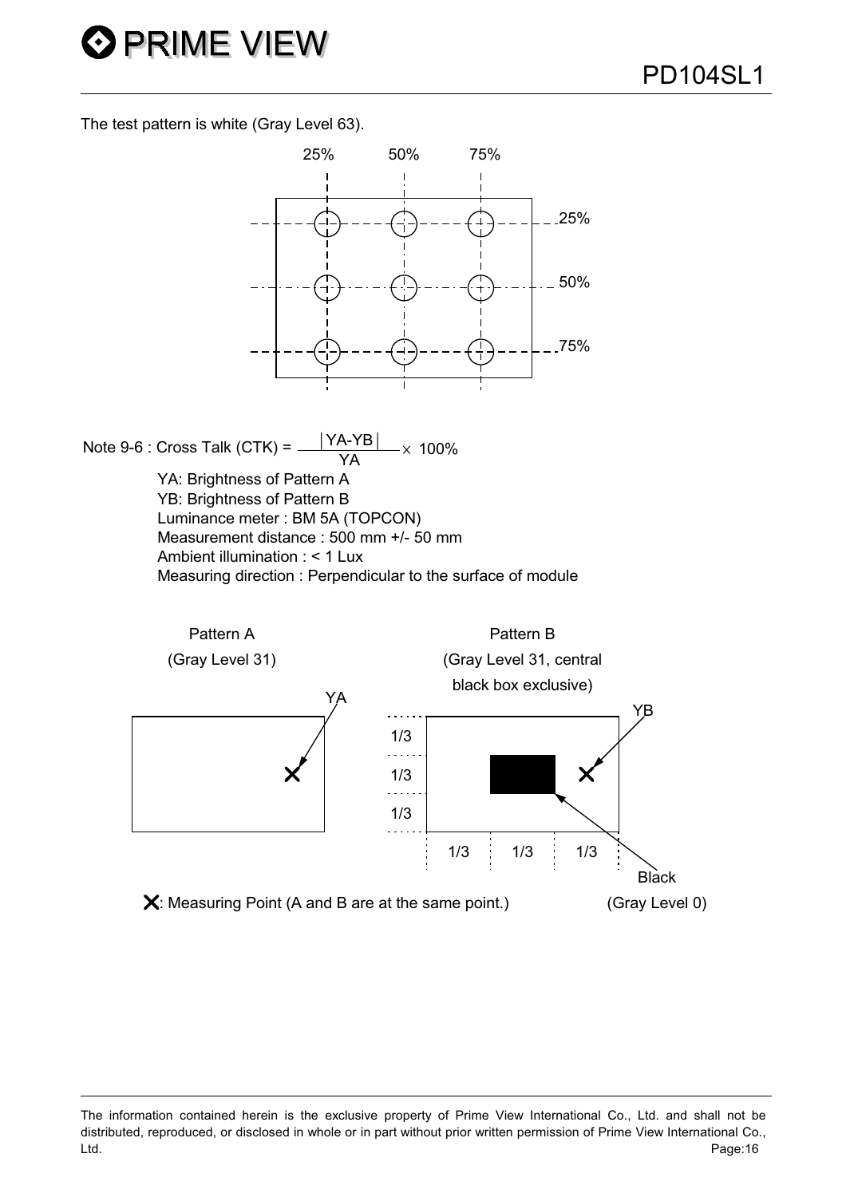The test pattern is white (Gray Level 63).

25% 50% 75%

25%

50%

75%

Note 9-6 : Cross Talk (CTK) = $\frac{|YA-YB|}{YA} \times 100\%$

YA: Brightness of Pattern A

YB: Brightness of Pattern B

Luminance meter : BM 5A (TOPCON)

Measurement distance : 500 mm +/- 50 mm

Ambient illumination : < 1 Lux

Measuring direction : Perpendicular to the surface of module

Pattern A (Gray Level 31)

YA

Pattern B (Gray Level 31, central black box exclusive)

YB

1/3 1/3 1/3

1/3 1/3 1/3

Black (Gray Level 0)

✕: Measuring Point (A and B are at the same point.)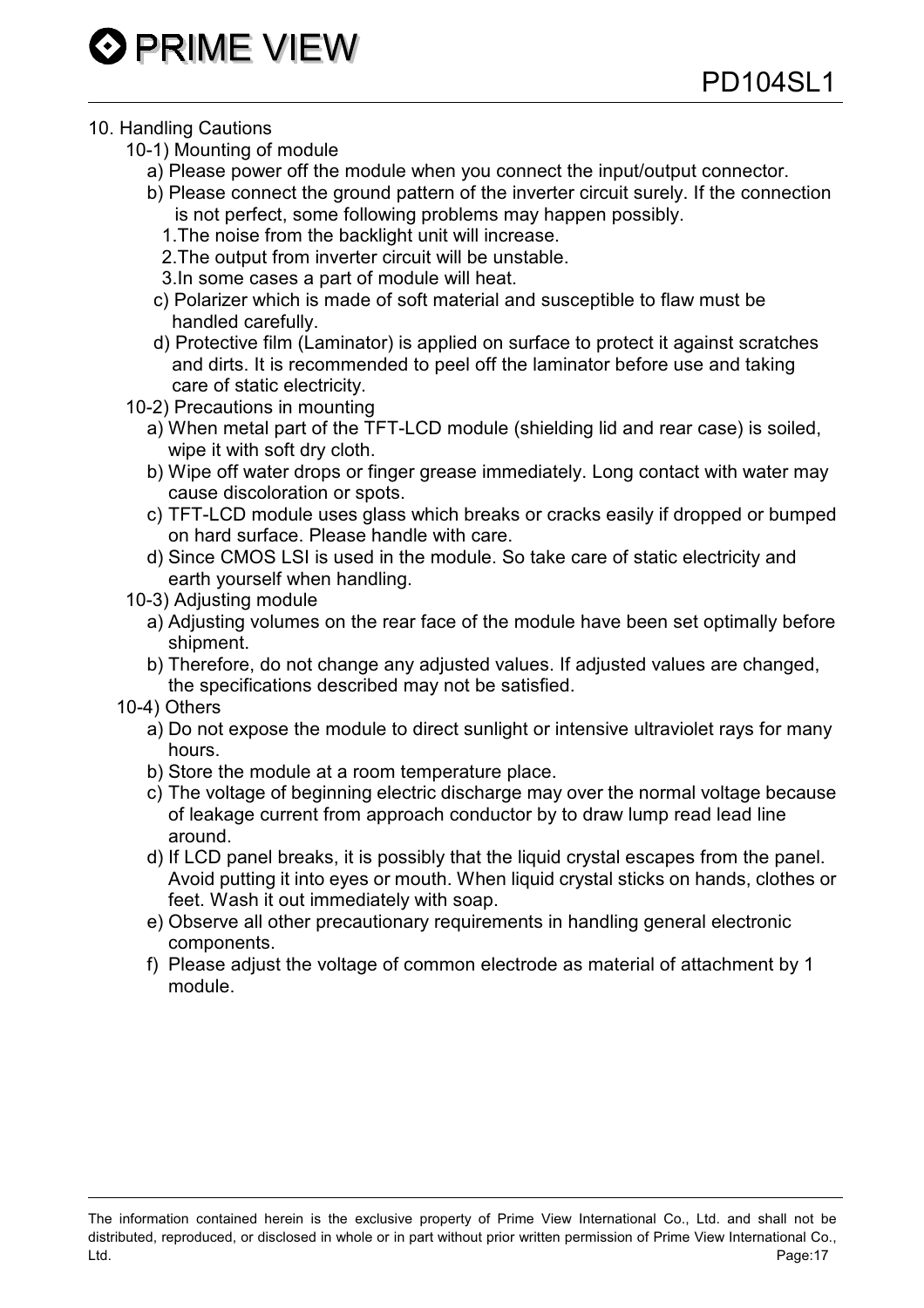## 10. Handling Cautions

### 10-1) Mounting of module

a) Please power off the module when you connect the input/output connector.

b) Please connect the ground pattern of the inverter circuit surely. If the connection is not perfect, some following problems may happen possibly.

1. The noise from the backlight unit will increase.
2. The output from inverter circuit will be unstable.
3. In some cases a part of module will heat.

c) Polarizer which is made of soft material and susceptible to flaw must be handled carefully.

d) Protective film (Laminator) is applied on surface to protect it against scratches and dirts. It is recommended to peel off the laminator before use and taking care of static electricity.

### 10-2) Precautions in mounting

a) When metal part of the TFT-LCD module (shielding lid and rear case) is soiled, wipe it with soft dry cloth.

b) Wipe off water drops or finger grease immediately. Long contact with water may cause discoloration or spots.

c) TFT-LCD module uses glass which breaks or cracks easily if dropped or bumped on hard surface. Please handle with care.

d) Since CMOS LSI is used in the module. So take care of static electricity and earth yourself when handling.

### 10-3) Adjusting module

a) Adjusting volumes on the rear face of the module have been set optimally before shipment.

b) Therefore, do not change any adjusted values. If adjusted values are changed, the specifications described may not be satisfied.

### 10-4) Others

a) Do not expose the module to direct sunlight or intensive ultraviolet rays for many hours.

b) Store the module at a room temperature place.

c) The voltage of beginning electric discharge may over the normal voltage because of leakage current from approach conductor by to draw lump read lead line around.

d) If LCD panel breaks, it is possibly that the liquid crystal escapes from the panel. Avoid putting it into eyes or mouth. When liquid crystal sticks on hands, clothes or feet. Wash it out immediately with soap.

e) Observe all other precautionary requirements in handling general electronic components.

f) Please adjust the voltage of common electrode as material of attachment by 1 module.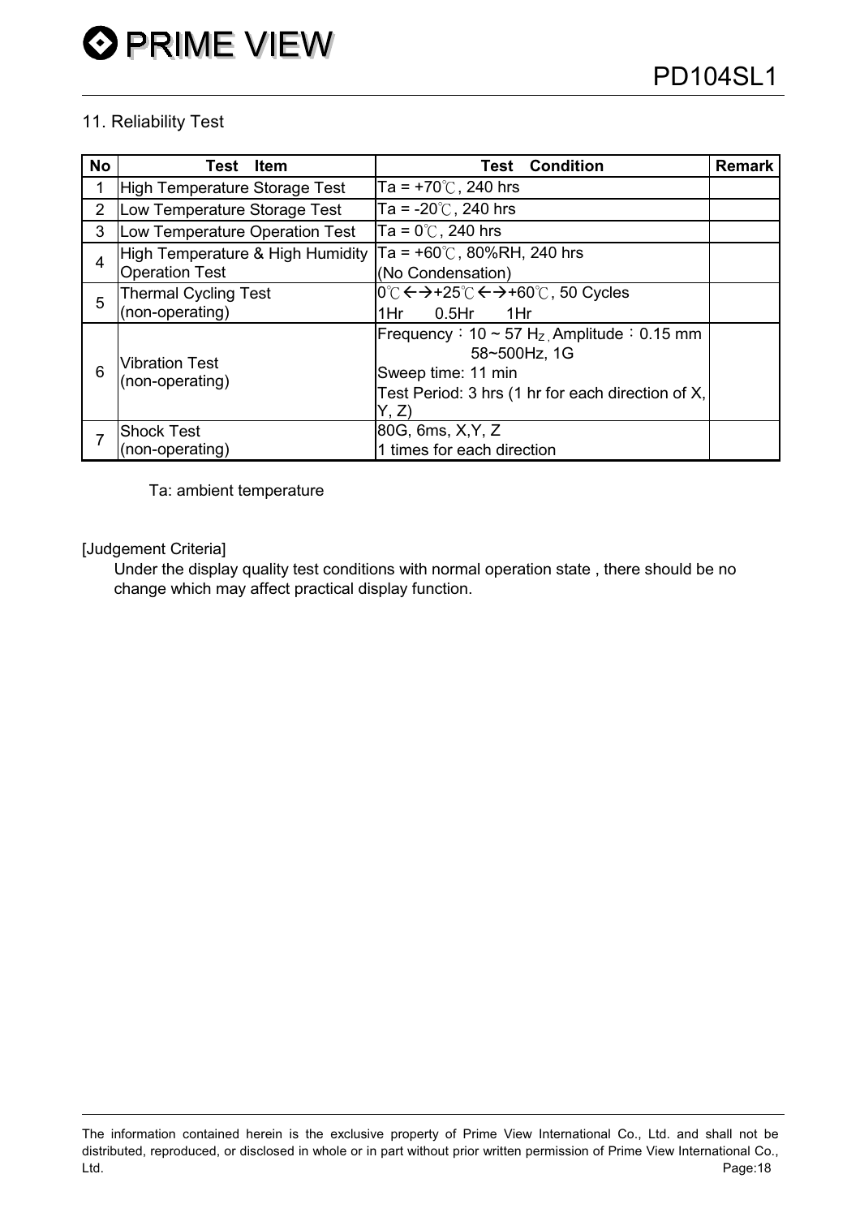## 11. Reliability Test

| No | Test Item | Test Condition | Remark |
|---|---|---|---|
| 1 | High Temperature Storage Test | Ta = +70℃, 240 hrs | |
| 2 | Low Temperature Storage Test | Ta = -20℃, 240 hrs | |
| 3 | Low Temperature Operation Test | Ta = 0℃, 240 hrs | |
| 4 | High Temperature & High Humidity Operation Test | Ta = +60℃, 80%RH, 240 hrs (No Condensation) | |
| 5 | Thermal Cycling Test (non-operating) | 0℃←→+25℃←→+60℃, 50 Cycles<br>1Hr 0.5Hr 1Hr | |
| 6 | Vibration Test (non-operating) | Frequency：10 ~ 57 Hz, Amplitude：0.15 mm<br>58~500Hz, 1G<br>Sweep time: 11 min<br>Test Period: 3 hrs (1 hr for each direction of X, Y, Z) | |
| 7 | Shock Test (non-operating) | 80G, 6ms, X,Y, Z<br>1 times for each direction | |

Ta: ambient temperature

[Judgement Criteria]

Under the display quality test conditions with normal operation state , there should be no change which may affect practical display function.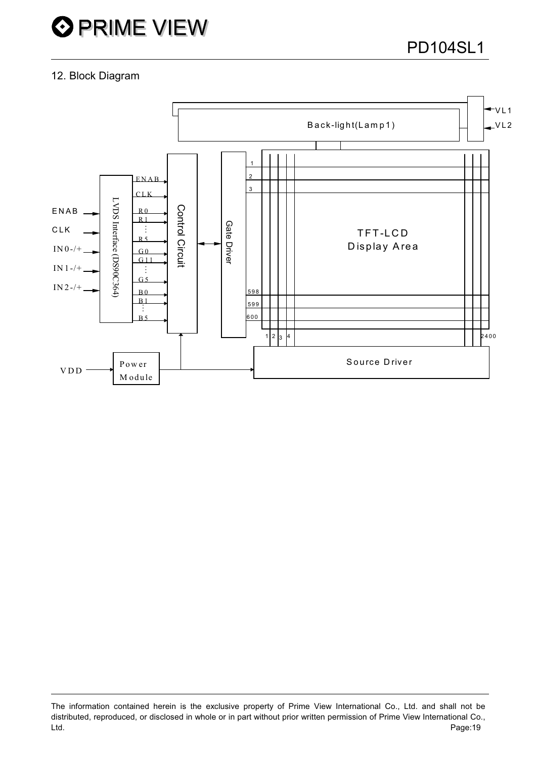## 12. Block Diagram

Back-light(Lamp1)

VL1

VL2

ENAB

CLK

IN0-/+

IN1-/+

IN2-/+

LVDS Interface (DS90C364)

ENAB

CLK

R0

R1

R5

G0

G11

G5

B0

B1

B5

Control Circuit

Gate Driver

1

2

3

598

599

600

TFT-LCD
Display Area

1 2 3 4 2400

VDD

Power
Module

Source Driver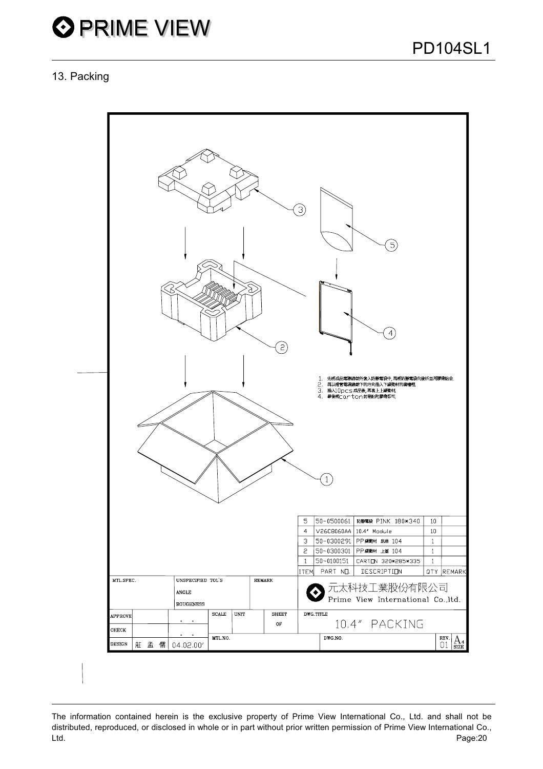## 13. Packing

1. 先將成品電源線朝外套入防靜電袋中, 再將防靜電袋向後折並用膠帶貼合.
2. 再以橫管電源線朝下的方向插入下緩衝材的溝槽裡.
3. 插入10pcs成品後, 再蓋上上緩衝材.
4. 最後將carton封箱貼完膠帶即可.

| ITEM | PART NO. | DESCRIPTION | QTY | REMARK |
|---|---|---|---|---|
| 5 | 50-0500061 | 防靜電袋 PINK 180*340 | 10 | |
| 4 | V26C8060AA | 10.4" Module | 10 | |
| 3 | 50-0300291 | PP緩衝材 底座 104 | 1 | |
| 2 | 50-0300301 | PP緩衝材 上蓋 104 | 1 | |
| 1 | 50-0100151 | CARTON 320*285*335 | 1 | |

| MTL.SPEC. | UNSPECIFIED TOL'S | | | REMARK | 元太科技工業股份有限公司 Prime View International Co.,ltd. |
|---|---|---|---|---|---|
| | ANGLE | | | | |
| | ROUGHNESS | | | | |
| APPROVE | | SCALE | UNIT | SHEET OF | DWG.TITLE: 10.4" PACKING |
| CHECK | | | | | |
| DESIGN 莊孟儒 | 04.02.00' | MTL.NO. | | | DWG.NO. REV. 01 A4 SIZE |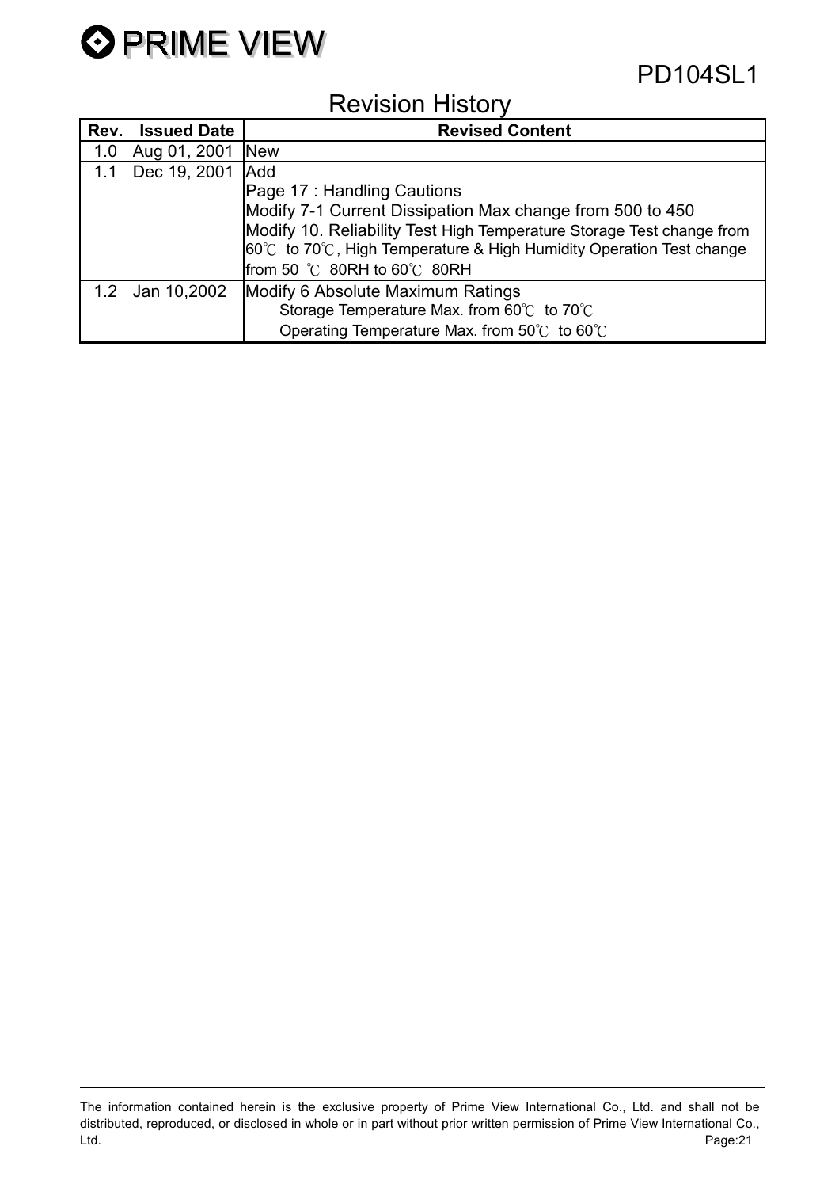# Revision History

| Rev. | Issued Date | Revised Content |
|---|---|---|
| 1.0 | Aug 01, 2001 | New |
| 1.1 | Dec 19, 2001 | Add<br>Page 17 : Handling Cautions<br>Modify 7-1 Current Dissipation Max change from 500 to 450<br>Modify 10. Reliability Test High Temperature Storage Test change from 60℃ to 70℃, High Temperature & High Humidity Operation Test change from 50 ℃ 80RH to 60℃ 80RH |
| 1.2 | Jan 10,2002 | Modify 6 Absolute Maximum Ratings<br>Storage Temperature Max. from 60℃ to 70℃<br>Operating Temperature Max. from 50℃ to 60℃ |

The information contained herein is the exclusive property of Prime View International Co., Ltd. and shall not be distributed, reproduced, or disclosed in whole or in part without prior written permission of Prime View International Co., Ltd.